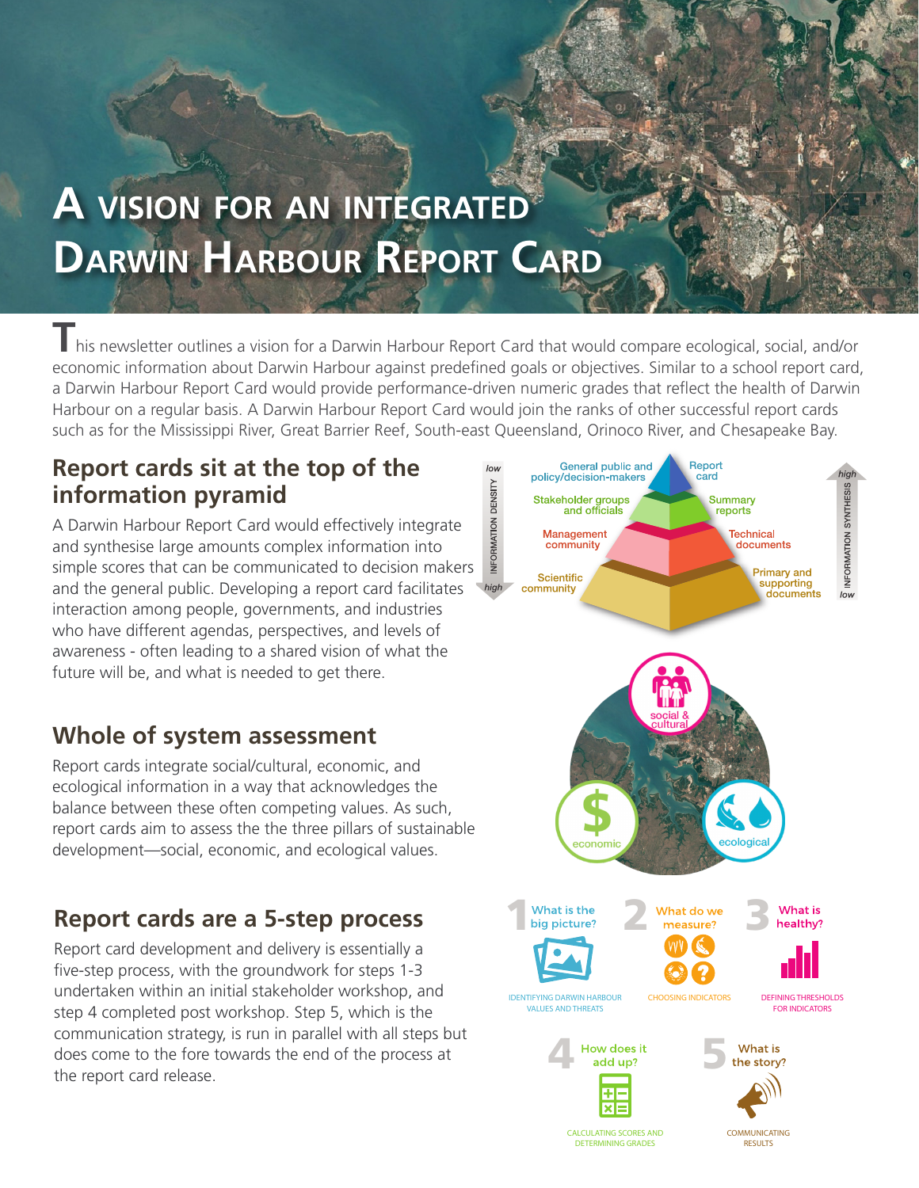# A vision for an integrated Darwin Harbour Report Card

This newsletter outlines a vision for a Darwin Harbour Report Card that would compare ecological, social, and/or economic information about Darwin Harbour against predefined goals or objectives. Similar to a school report card, a Darwin Harbour Report Card would provide performance-driven numeric grades that reflect the health of Darwin Harbour on a regular basis. A Darwin Harbour Report Card would join the ranks of other successful report cards such as for the Mississippi River, Great Barrier Reef, South-east Queensland, Orinoco River, and Chesapeake Bay.

## Report cards sit at the top of the information pyramid

A Darwin Harbour Report Card would effectively integrate and synthesise large amounts complex information into simple scores that can be communicated to decision makers and the general public. Developing a report card facilitates interaction among people, governments, and industries who have different agendas, perspectives, and levels of awareness - often leading to a shared vision of what the future will be, and what is needed to get there.

low INFORMATION DENSITY high

General public and policy/decision-makers — Report card

Stakeholder groups and officials — Summary reports

Management community — Technical documents

Scientific community — Primary and supporting documents

high INFORMATION SYNTHESIS low

## Whole of system assessment

Report cards integrate social/cultural, economic, and ecological information in a way that acknowledges the balance between these often competing values. As such, report cards aim to assess the the three pillars of sustainable development—social, economic, and ecological values.

social & cultural

economic

ecological

## Report cards are a 5-step process

Report card development and delivery is essentially a five-step process, with the groundwork for steps 1-3 undertaken within an initial stakeholder workshop, and step 4 completed post workshop. Step 5, which is the communication strategy, is run in parallel with all steps but does come to the fore towards the end of the process at the report card release.

1. What is the big picture? — IDENTIFYING DARWIN HARBOUR VALUES AND THREATS
2. What do we measure? — CHOOSING INDICATORS
3. What is healthy? — DEFINING THRESHOLDS FOR INDICATORS
4. How does it add up? — CALCULATING SCORES AND DETERMINING GRADES
5. What is the story? — COMMUNICATING RESULTS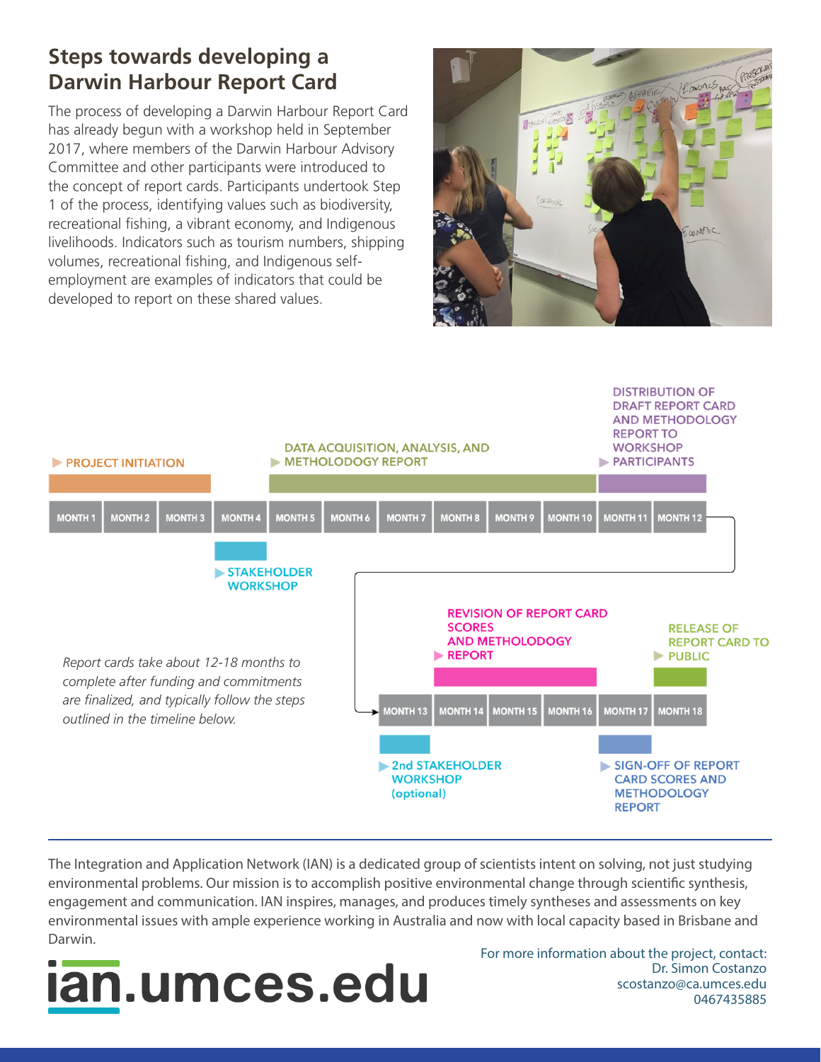## Steps towards developing a Darwin Harbour Report Card

The process of developing a Darwin Harbour Report Card has already begun with a workshop held in September 2017, where members of the Darwin Harbour Advisory Committee and other participants were introduced to the concept of report cards. Participants undertook Step 1 of the process, identifying values such as biodiversity, recreational fishing, a vibrant economy, and Indigenous livelihoods. Indicators such as tourism numbers, shipping volumes, recreational fishing, and Indigenous self-employment are examples of indicators that could be developed to report on these shared values.

*Report cards take about 12-18 months to complete after funding and commitments are finalized, and typically follow the steps outlined in the timeline below.*

PROJECT INITIATION

DATA ACQUISITION, ANALYSIS, AND METHOLODOGY REPORT

DISTRIBUTION OF DRAFT REPORT CARD AND METHODOLOGY REPORT TO WORKSHOP PARTICIPANTS

MONTH 1 MONTH 2 MONTH 3 MONTH 4 MONTH 5 MONTH 6 MONTH 7 MONTH 8 MONTH 9 MONTH 10 MONTH 11 MONTH 12

STAKEHOLDER WORKSHOP

REVISION OF REPORT CARD SCORES AND METHODOLOGY REPORT

RELEASE OF REPORT CARD TO PUBLIC

MONTH 13 MONTH 14 MONTH 15 MONTH 16 MONTH 17 MONTH 18

2nd STAKEHOLDER WORKSHOP (optional)

SIGN-OFF OF REPORT CARD SCORES AND METHODOLOGY REPORT

---

The Integration and Application Network (IAN) is a dedicated group of scientists intent on solving, not just studying environmental problems. Our mission is to accomplish positive environmental change through scientific synthesis, engagement and communication. IAN inspires, manages, and produces timely syntheses and assessments on key environmental issues with ample experience working in Australia and now with local capacity based in Brisbane and Darwin.

**ian.umces.edu**

For more information about the project, contact:
Dr. Simon Costanzo
scostanzo@ca.umces.edu
0467435885